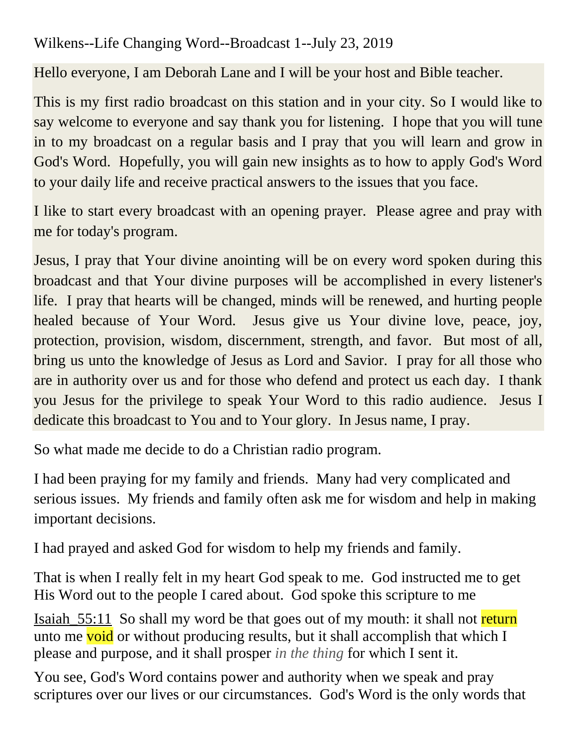Wilkens--Life Changing Word--Broadcast 1--July 23, 2019

Hello everyone, I am Deborah Lane and I will be your host and Bible teacher.

This is my first radio broadcast on this station and in your city. So I would like to say welcome to everyone and say thank you for listening. I hope that you will tune in to my broadcast on a regular basis and I pray that you will learn and grow in God's Word. Hopefully, you will gain new insights as to how to apply God's Word to your daily life and receive practical answers to the issues that you face.

I like to start every broadcast with an opening prayer. Please agree and pray with me for today's program.

Jesus, I pray that Your divine anointing will be on every word spoken during this broadcast and that Your divine purposes will be accomplished in every listener's life. I pray that hearts will be changed, minds will be renewed, and hurting people healed because of Your Word. Jesus give us Your divine love, peace, joy, protection, provision, wisdom, discernment, strength, and favor. But most of all, bring us unto the knowledge of Jesus as Lord and Savior. I pray for all those who are in authority over us and for those who defend and protect us each day. I thank you Jesus for the privilege to speak Your Word to this radio audience. Jesus I dedicate this broadcast to You and to Your glory. In Jesus name, I pray.

So what made me decide to do a Christian radio program.

I had been praying for my family and friends. Many had very complicated and serious issues. My friends and family often ask me for wisdom and help in making important decisions.

I had prayed and asked God for wisdom to help my friends and family.

That is when I really felt in my heart God speak to me. God instructed me to get His Word out to the people I cared about. God spoke this scripture to me

Isaiah_55:11 So shall my word be that goes out of my mouth: it shall not return unto me void or without producing results, but it shall accomplish that which I please and purpose, and it shall prosper *in the thing* for which I sent it.

You see, God's Word contains power and authority when we speak and pray scriptures over our lives or our circumstances. God's Word is the only words that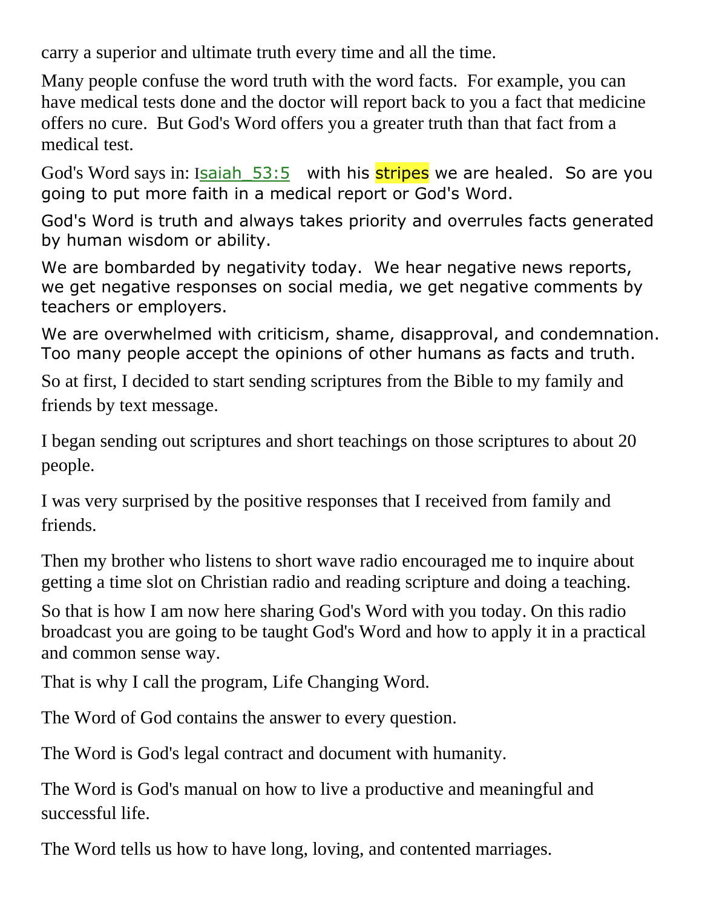carry a superior and ultimate truth every time and all the time.

Many people confuse the word truth with the word facts. For example, you can have medical tests done and the doctor will report back to you a fact that medicine offers no cure. But God's Word offers you a greater truth than that fact from a medical test.

God's Word says in: Isaiah_53:5 with his stripes we are healed. So are you going to put more faith in a medical report or God's Word.

God's Word is truth and always takes priority and overrules facts generated by human wisdom or ability.

We are bombarded by negativity today. We hear negative news reports, we get negative responses on social media, we get negative comments by teachers or employers.

We are overwhelmed with criticism, shame, disapproval, and condemnation. Too many people accept the opinions of other humans as facts and truth.

So at first, I decided to start sending scriptures from the Bible to my family and friends by text message.

I began sending out scriptures and short teachings on those scriptures to about 20 people.

I was very surprised by the positive responses that I received from family and friends.

Then my brother who listens to short wave radio encouraged me to inquire about getting a time slot on Christian radio and reading scripture and doing a teaching.

So that is how I am now here sharing God's Word with you today. On this radio broadcast you are going to be taught God's Word and how to apply it in a practical and common sense way.

That is why I call the program, Life Changing Word.

The Word of God contains the answer to every question.

The Word is God's legal contract and document with humanity.

The Word is God's manual on how to live a productive and meaningful and successful life.

The Word tells us how to have long, loving, and contented marriages.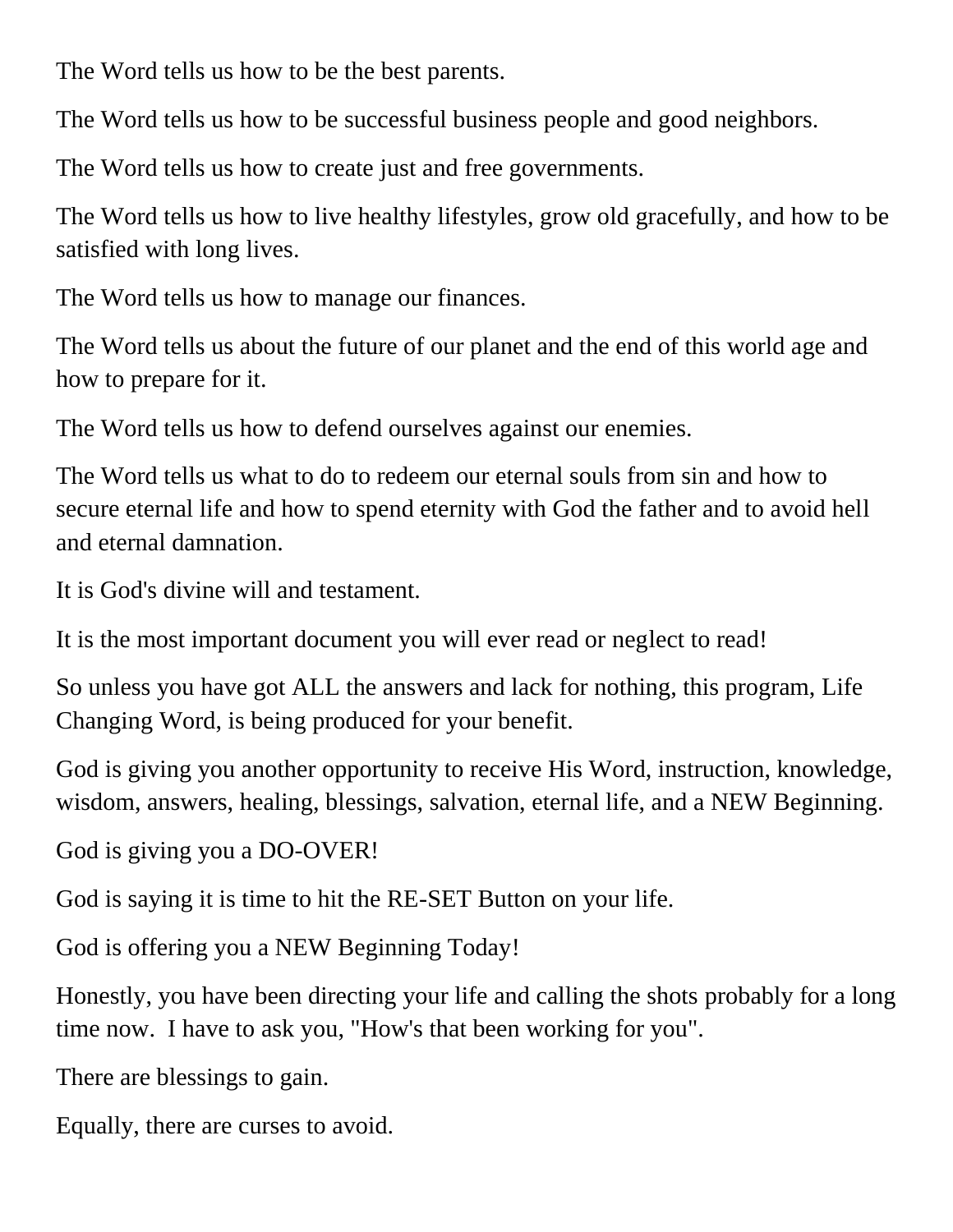The Word tells us how to be the best parents.

The Word tells us how to be successful business people and good neighbors.

The Word tells us how to create just and free governments.

The Word tells us how to live healthy lifestyles, grow old gracefully, and how to be satisfied with long lives.

The Word tells us how to manage our finances.

The Word tells us about the future of our planet and the end of this world age and how to prepare for it.

The Word tells us how to defend ourselves against our enemies.

The Word tells us what to do to redeem our eternal souls from sin and how to secure eternal life and how to spend eternity with God the father and to avoid hell and eternal damnation.

It is God's divine will and testament.

It is the most important document you will ever read or neglect to read!

So unless you have got ALL the answers and lack for nothing, this program, Life Changing Word, is being produced for your benefit.

God is giving you another opportunity to receive His Word, instruction, knowledge, wisdom, answers, healing, blessings, salvation, eternal life, and a NEW Beginning.

God is giving you a DO-OVER!

God is saying it is time to hit the RE-SET Button on your life.

God is offering you a NEW Beginning Today!

Honestly, you have been directing your life and calling the shots probably for a long time now. I have to ask you, "How's that been working for you".

There are blessings to gain.

Equally, there are curses to avoid.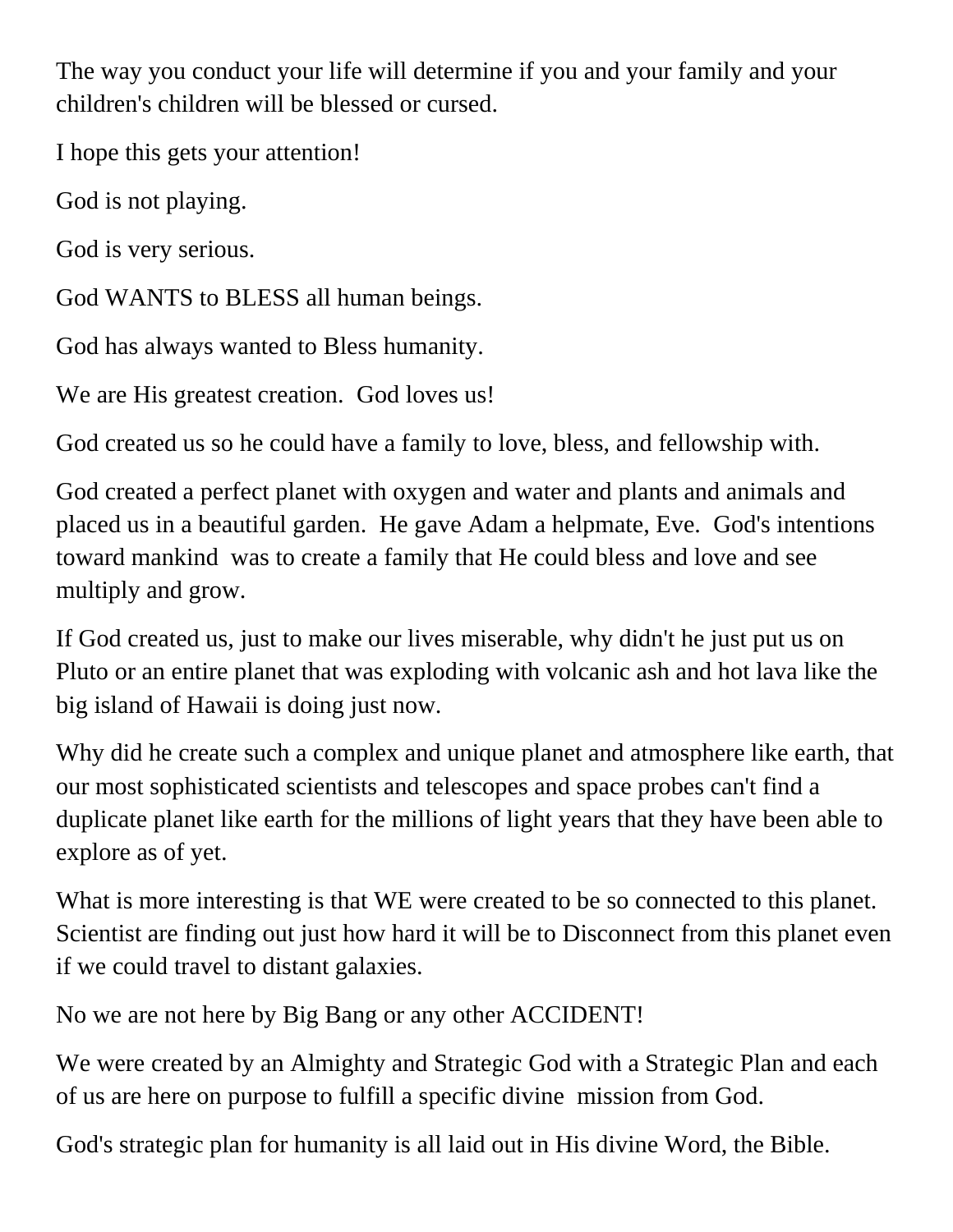The way you conduct your life will determine if you and your family and your children's children will be blessed or cursed.

I hope this gets your attention!

God is not playing.

God is very serious.

God WANTS to BLESS all human beings.

God has always wanted to Bless humanity.

We are His greatest creation.  God loves us!

God created us so he could have a family to love, bless, and fellowship with.

God created a perfect planet with oxygen and water and plants and animals and placed us in a beautiful garden.  He gave Adam a helpmate, Eve.  God's intentions toward mankind  was to create a family that He could bless and love and see multiply and grow.

If God created us, just to make our lives miserable, why didn't he just put us on Pluto or an entire planet that was exploding with volcanic ash and hot lava like the big island of Hawaii is doing just now.

Why did he create such a complex and unique planet and atmosphere like earth, that our most sophisticated scientists and telescopes and space probes can't find a duplicate planet like earth for the millions of light years that they have been able to explore as of yet.

What is more interesting is that WE were created to be so connected to this planet. Scientist are finding out just how hard it will be to Disconnect from this planet even if we could travel to distant galaxies.

No we are not here by Big Bang or any other ACCIDENT!

We were created by an Almighty and Strategic God with a Strategic Plan and each of us are here on purpose to fulfill a specific divine  mission from God.

God's strategic plan for humanity is all laid out in His divine Word, the Bible.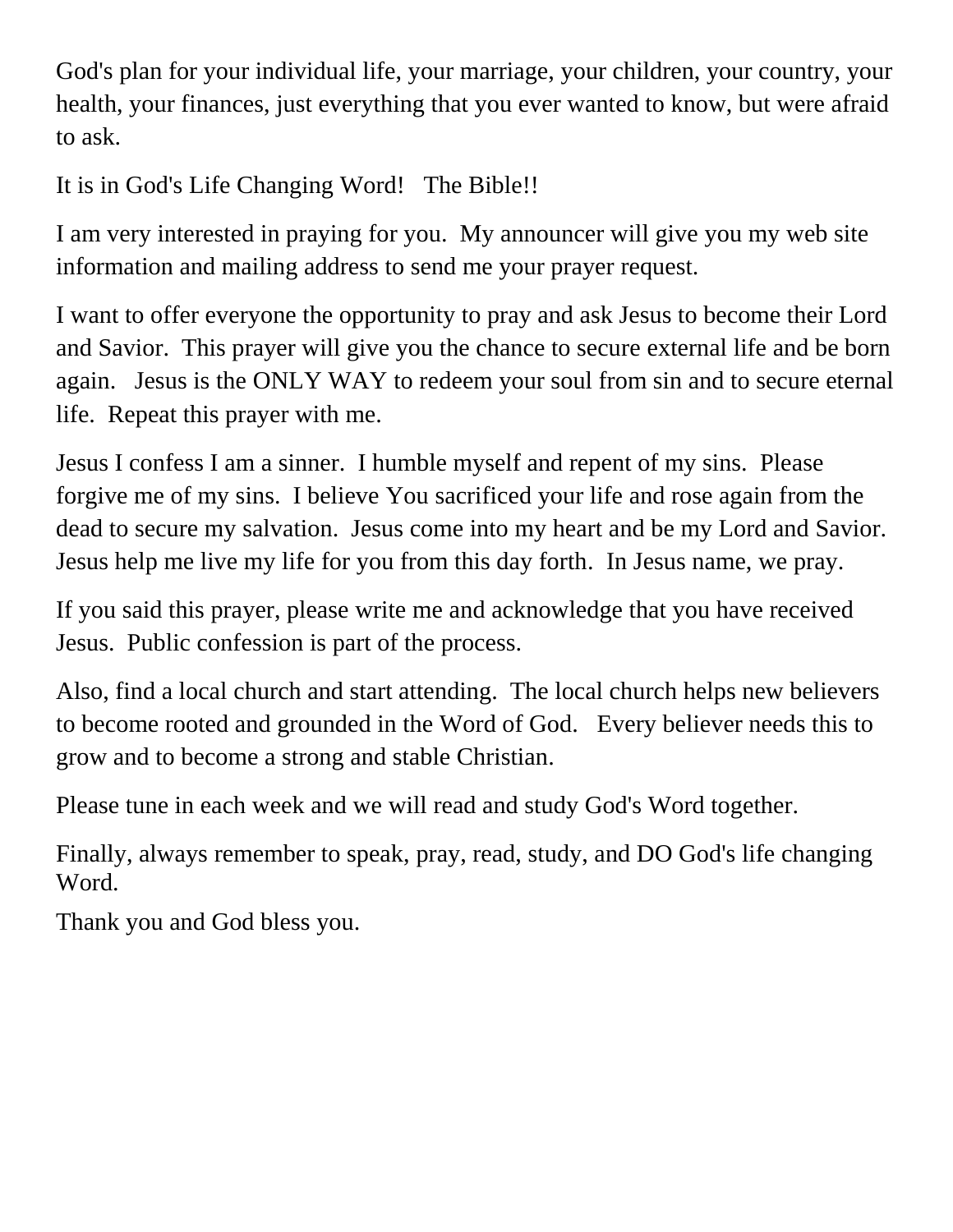God's plan for your individual life, your marriage, your children, your country, your health, your finances, just everything that you ever wanted to know, but were afraid to ask.

It is in God's Life Changing Word!   The Bible!!

I am very interested in praying for you.  My announcer will give you my web site information and mailing address to send me your prayer request.

I want to offer everyone the opportunity to pray and ask Jesus to become their Lord and Savior.  This prayer will give you the chance to secure external life and be born again.   Jesus is the ONLY WAY to redeem your soul from sin and to secure eternal life.  Repeat this prayer with me.

Jesus I confess I am a sinner.  I humble myself and repent of my sins.  Please forgive me of my sins.  I believe You sacrificed your life and rose again from the dead to secure my salvation.  Jesus come into my heart and be my Lord and Savior.  Jesus help me live my life for you from this day forth.  In Jesus name, we pray.

If you said this prayer, please write me and acknowledge that you have received Jesus.  Public confession is part of the process.

Also, find a local church and start attending.  The local church helps new believers to become rooted and grounded in the Word of God.   Every believer needs this to grow and to become a strong and stable Christian.

Please tune in each week and we will read and study God's Word together.

Finally, always remember to speak, pray, read, study, and DO God's life changing Word.

Thank you and God bless you.